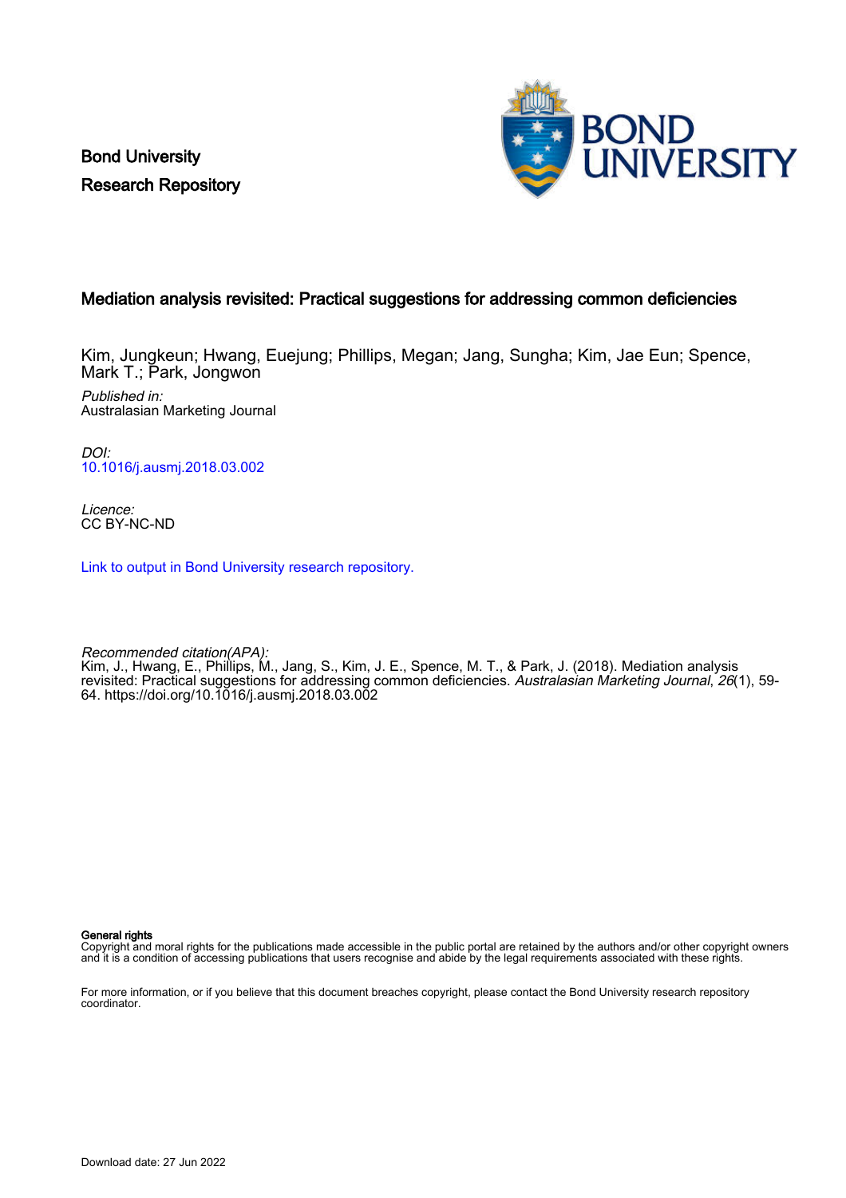Bond University

Research Repository

## Mediation analysis revisited: Practical suggestions for addressing common deficiencies

Kim, Jungkeun; Hwang, Euejung; Phillips, Megan; Jang, Sungha; Kim, Jae Eun; Spence, Mark T.; Park, Jongwon

*Published in:*
Australasian Marketing Journal

*DOI:*
10.1016/j.ausmj.2018.03.002

*Licence:*
CC BY-NC-ND

Link to output in Bond University research repository.

*Recommended citation(APA):*
Kim, J., Hwang, E., Phillips, M., Jang, S., Kim, J. E., Spence, M. T., & Park, J. (2018). Mediation analysis revisited: Practical suggestions for addressing common deficiencies. *Australasian Marketing Journal*, *26*(1), 59-64. https://doi.org/10.1016/j.ausmj.2018.03.002

**General rights**
Copyright and moral rights for the publications made accessible in the public portal are retained by the authors and/or other copyright owners and it is a condition of accessing publications that users recognise and abide by the legal requirements associated with these rights.

For more information, or if you believe that this document breaches copyright, please contact the Bond University research repository coordinator.

Download date: 27 Jun 2022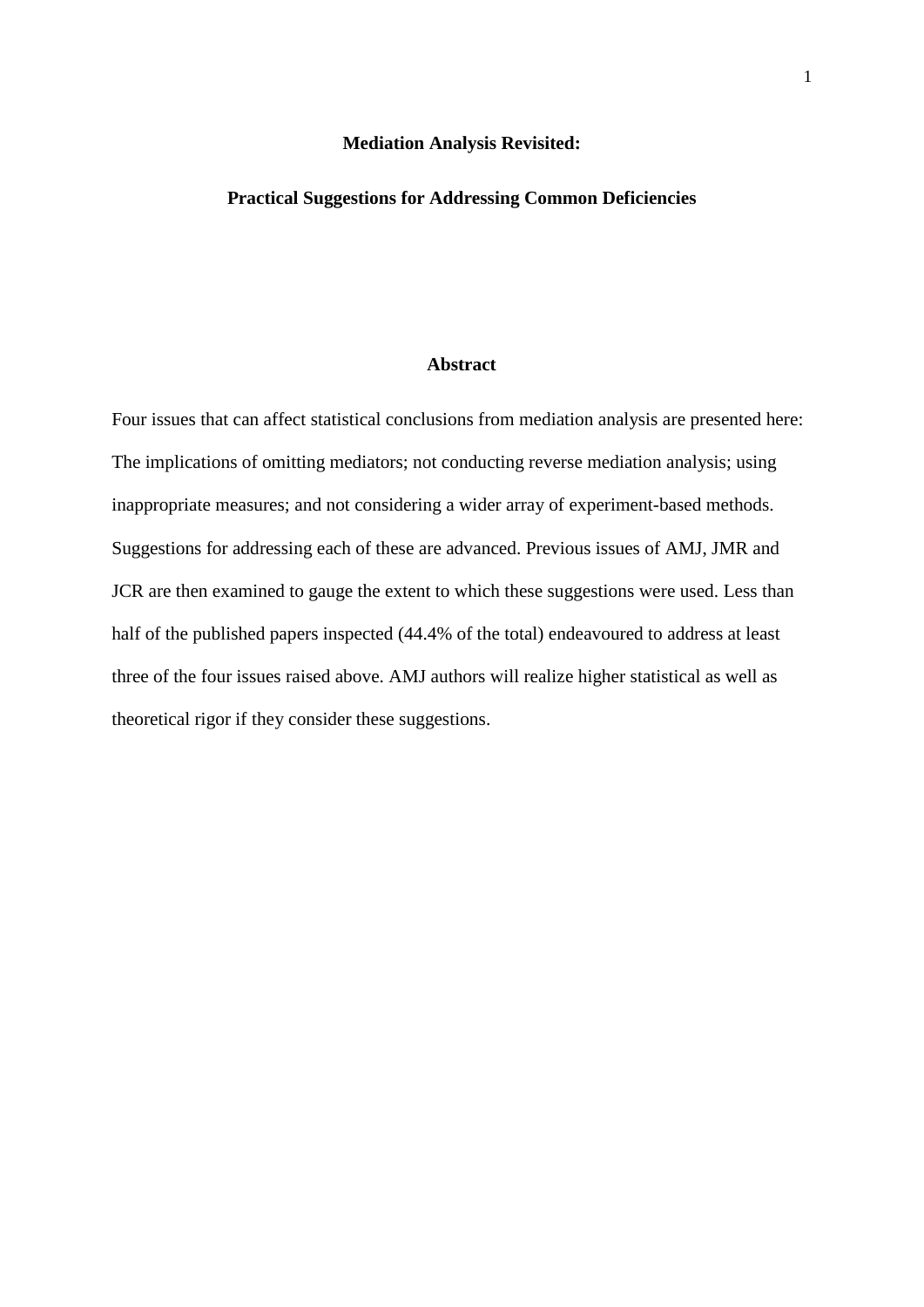**Mediation Analysis Revisited:**

**Practical Suggestions for Addressing Common Deficiencies**

## Abstract

Four issues that can affect statistical conclusions from mediation analysis are presented here: The implications of omitting mediators; not conducting reverse mediation analysis; using inappropriate measures; and not considering a wider array of experiment-based methods. Suggestions for addressing each of these are advanced. Previous issues of AMJ, JMR and JCR are then examined to gauge the extent to which these suggestions were used. Less than half of the published papers inspected (44.4% of the total) endeavoured to address at least three of the four issues raised above. AMJ authors will realize higher statistical as well as theoretical rigor if they consider these suggestions.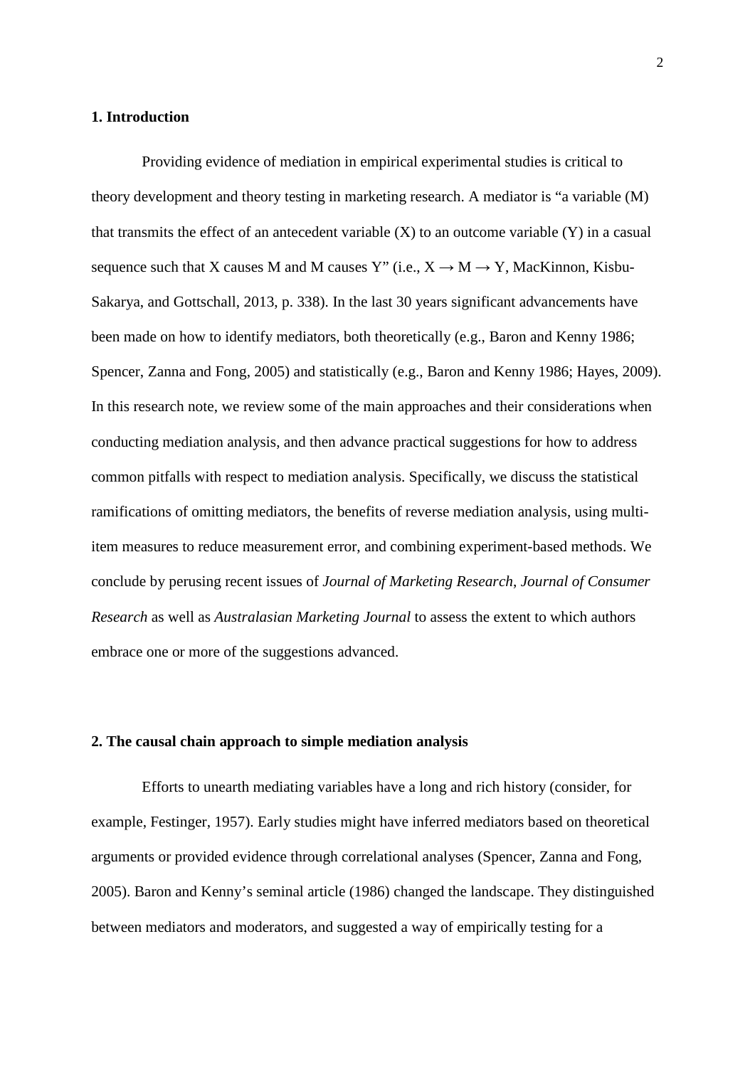## 1. Introduction

Providing evidence of mediation in empirical experimental studies is critical to theory development and theory testing in marketing research. A mediator is "a variable (M) that transmits the effect of an antecedent variable (X) to an outcome variable (Y) in a casual sequence such that X causes M and M causes Y" (i.e., X → M → Y, MacKinnon, Kisbu-Sakarya, and Gottschall, 2013, p. 338). In the last 30 years significant advancements have been made on how to identify mediators, both theoretically (e.g., Baron and Kenny 1986; Spencer, Zanna and Fong, 2005) and statistically (e.g., Baron and Kenny 1986; Hayes, 2009). In this research note, we review some of the main approaches and their considerations when conducting mediation analysis, and then advance practical suggestions for how to address common pitfalls with respect to mediation analysis. Specifically, we discuss the statistical ramifications of omitting mediators, the benefits of reverse mediation analysis, using multi-item measures to reduce measurement error, and combining experiment-based methods. We conclude by perusing recent issues of *Journal of Marketing Research*, *Journal of Consumer Research* as well as *Australasian Marketing Journal* to assess the extent to which authors embrace one or more of the suggestions advanced.

## 2. The causal chain approach to simple mediation analysis

Efforts to unearth mediating variables have a long and rich history (consider, for example, Festinger, 1957). Early studies might have inferred mediators based on theoretical arguments or provided evidence through correlational analyses (Spencer, Zanna and Fong, 2005). Baron and Kenny's seminal article (1986) changed the landscape. They distinguished between mediators and moderators, and suggested a way of empirically testing for a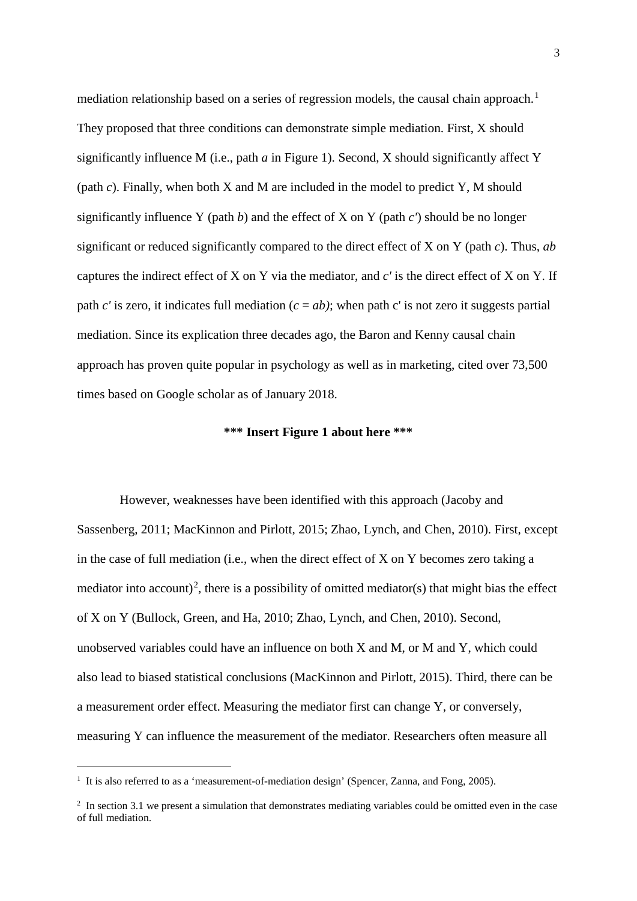mediation relationship based on a series of regression models, the causal chain approach.[1] They proposed that three conditions can demonstrate simple mediation. First, X should significantly influence M (i.e., path *a* in Figure 1). Second, X should significantly affect Y (path *c*). Finally, when both X and M are included in the model to predict Y, M should significantly influence Y (path *b*) and the effect of X on Y (path *c′*) should be no longer significant or reduced significantly compared to the direct effect of X on Y (path *c*). Thus, *ab* captures the indirect effect of X on Y via the mediator, and *c′* is the direct effect of X on Y. If path *c′* is zero, it indicates full mediation ($c = ab$); when path c' is not zero it suggests partial mediation. Since its explication three decades ago, the Baron and Kenny causal chain approach has proven quite popular in psychology as well as in marketing, cited over 73,500 times based on Google scholar as of January 2018.

**\*\*\* Insert Figure 1 about here \*\*\***

However, weaknesses have been identified with this approach (Jacoby and Sassenberg, 2011; MacKinnon and Pirlott, 2015; Zhao, Lynch, and Chen, 2010). First, except in the case of full mediation (i.e., when the direct effect of X on Y becomes zero taking a mediator into account)[2], there is a possibility of omitted mediator(s) that might bias the effect of X on Y (Bullock, Green, and Ha, 2010; Zhao, Lynch, and Chen, 2010). Second, unobserved variables could have an influence on both X and M, or M and Y, which could also lead to biased statistical conclusions (MacKinnon and Pirlott, 2015). Third, there can be a measurement order effect. Measuring the mediator first can change Y, or conversely, measuring Y can influence the measurement of the mediator. Researchers often measure all

---

[1] It is also referred to as a ‘measurement-of-mediation design’ (Spencer, Zanna, and Fong, 2005).

[2] In section 3.1 we present a simulation that demonstrates mediating variables could be omitted even in the case of full mediation.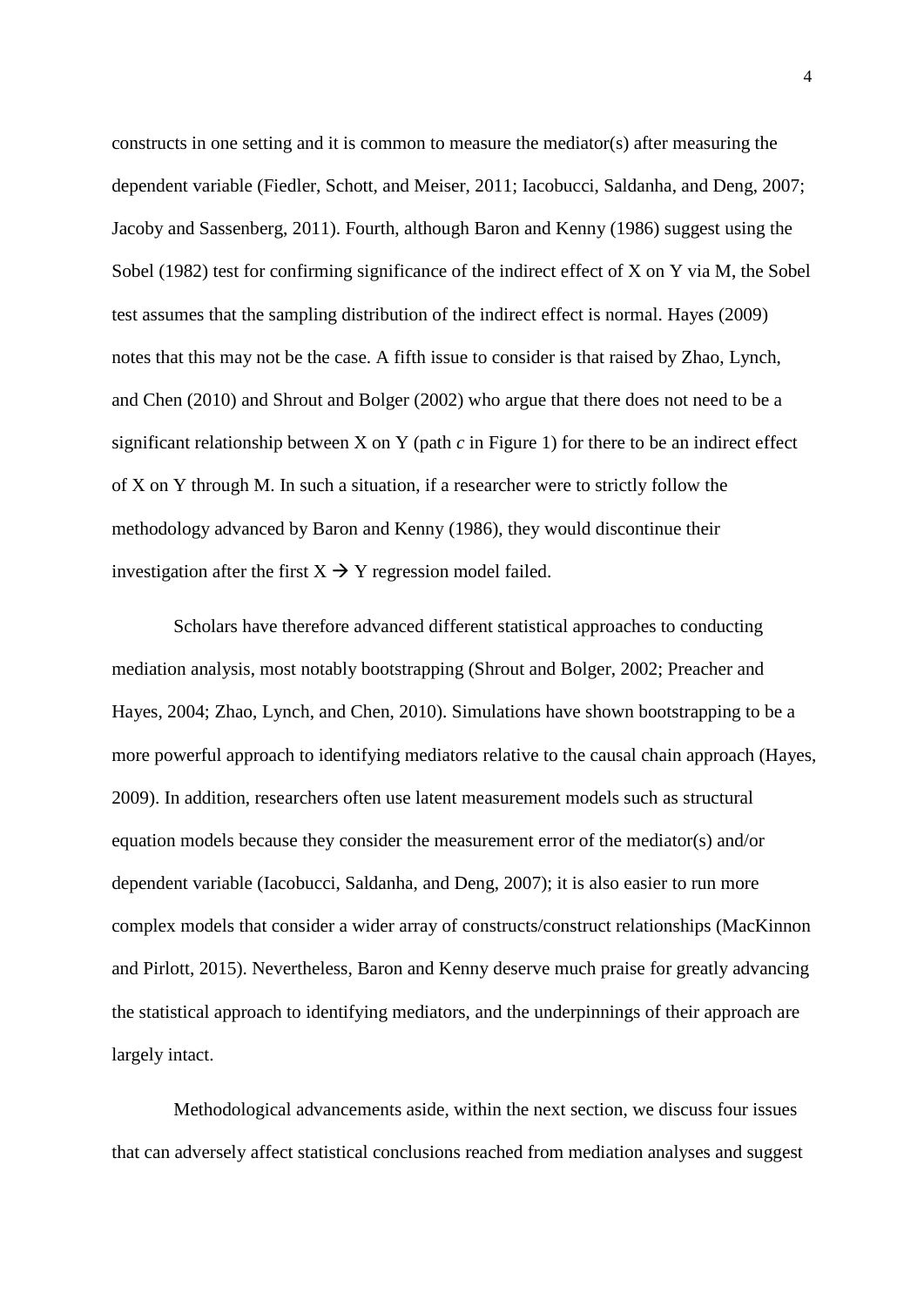constructs in one setting and it is common to measure the mediator(s) after measuring the dependent variable (Fiedler, Schott, and Meiser, 2011; Iacobucci, Saldanha, and Deng, 2007; Jacoby and Sassenberg, 2011). Fourth, although Baron and Kenny (1986) suggest using the Sobel (1982) test for confirming significance of the indirect effect of X on Y via M, the Sobel test assumes that the sampling distribution of the indirect effect is normal. Hayes (2009) notes that this may not be the case. A fifth issue to consider is that raised by Zhao, Lynch, and Chen (2010) and Shrout and Bolger (2002) who argue that there does not need to be a significant relationship between X on Y (path *c* in Figure 1) for there to be an indirect effect of X on Y through M. In such a situation, if a researcher were to strictly follow the methodology advanced by Baron and Kenny (1986), they would discontinue their investigation after the first X → Y regression model failed.

Scholars have therefore advanced different statistical approaches to conducting mediation analysis, most notably bootstrapping (Shrout and Bolger, 2002; Preacher and Hayes, 2004; Zhao, Lynch, and Chen, 2010). Simulations have shown bootstrapping to be a more powerful approach to identifying mediators relative to the causal chain approach (Hayes, 2009). In addition, researchers often use latent measurement models such as structural equation models because they consider the measurement error of the mediator(s) and/or dependent variable (Iacobucci, Saldanha, and Deng, 2007); it is also easier to run more complex models that consider a wider array of constructs/construct relationships (MacKinnon and Pirlott, 2015). Nevertheless, Baron and Kenny deserve much praise for greatly advancing the statistical approach to identifying mediators, and the underpinnings of their approach are largely intact.

Methodological advancements aside, within the next section, we discuss four issues that can adversely affect statistical conclusions reached from mediation analyses and suggest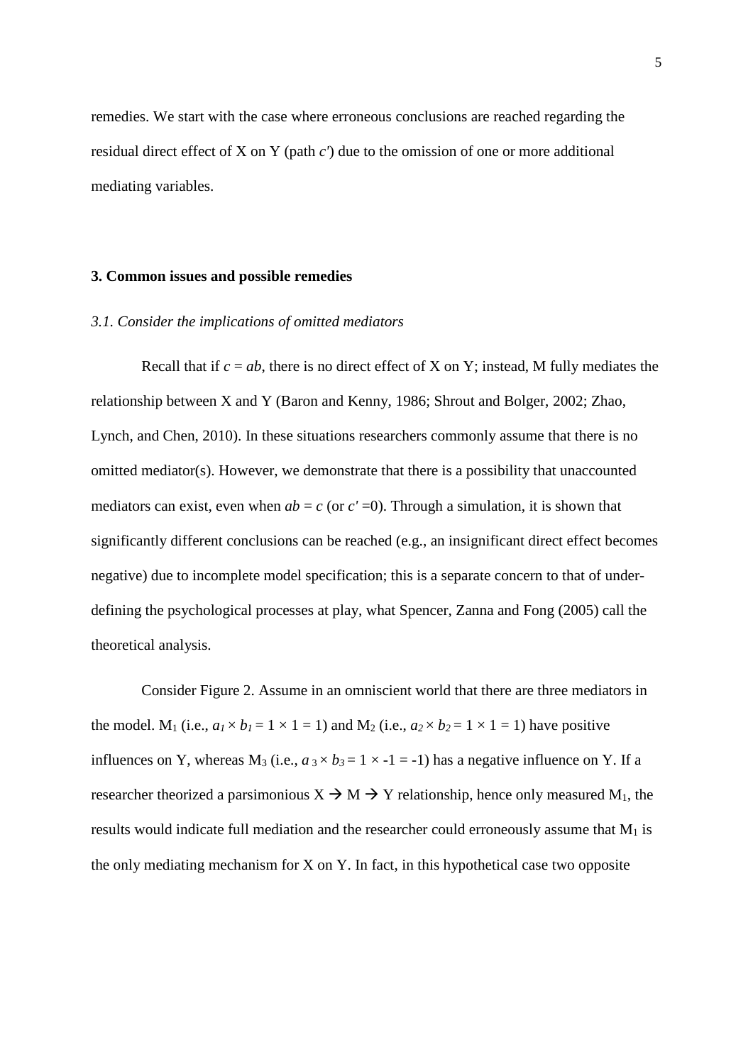remedies. We start with the case where erroneous conclusions are reached regarding the residual direct effect of X on Y (path $c'$) due to the omission of one or more additional mediating variables.

## 3. Common issues and possible remedies

### *3.1. Consider the implications of omitted mediators*

Recall that if $c = ab$, there is no direct effect of X on Y; instead, M fully mediates the relationship between X and Y (Baron and Kenny, 1986; Shrout and Bolger, 2002; Zhao, Lynch, and Chen, 2010). In these situations researchers commonly assume that there is no omitted mediator(s). However, we demonstrate that there is a possibility that unaccounted mediators can exist, even when $ab = c$ (or $c' = 0$). Through a simulation, it is shown that significantly different conclusions can be reached (e.g., an insignificant direct effect becomes negative) due to incomplete model specification; this is a separate concern to that of under-defining the psychological processes at play, what Spencer, Zanna and Fong (2005) call the theoretical analysis.

Consider Figure 2. Assume in an omniscient world that there are three mediators in the model. $M_1$ (i.e., $a_1 \times b_1 = 1 \times 1 = 1$) and $M_2$ (i.e., $a_2 \times b_2 = 1 \times 1 = 1$) have positive influences on Y, whereas $M_3$ (i.e., $a_3 \times b_3 = 1 \times -1 = -1$) has a negative influence on Y. If a researcher theorized a parsimonious X → M → Y relationship, hence only measured $M_1$, the results would indicate full mediation and the researcher could erroneously assume that $M_1$ is the only mediating mechanism for X on Y. In fact, in this hypothetical case two opposite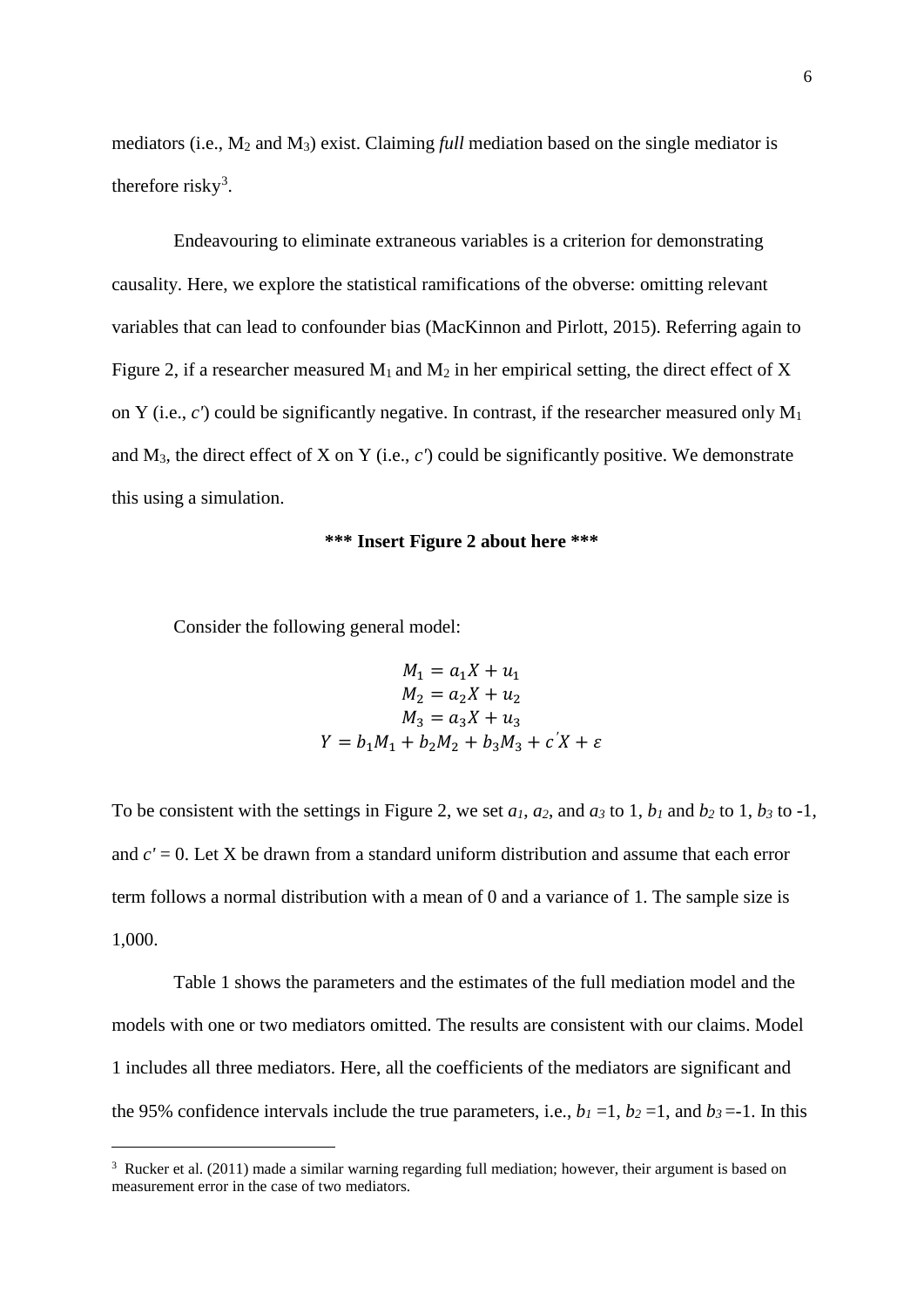mediators (i.e., $M_2$ and $M_3$) exist. Claiming *full* mediation based on the single mediator is therefore risky[3].

Endeavouring to eliminate extraneous variables is a criterion for demonstrating causality. Here, we explore the statistical ramifications of the obverse: omitting relevant variables that can lead to confounder bias (MacKinnon and Pirlott, 2015). Referring again to Figure 2, if a researcher measured $M_1$ and $M_2$ in her empirical setting, the direct effect of X on Y (i.e., $c'$) could be significantly negative. In contrast, if the researcher measured only $M_1$ and $M_3$, the direct effect of X on Y (i.e., $c'$) could be significantly positive. We demonstrate this using a simulation.

**\*\*\* Insert Figure 2 about here \*\*\***

Consider the following general model:

$$M_1 = a_1 X + u_1$$
$$M_2 = a_2 X + u_2$$
$$M_3 = a_3 X + u_3$$
$$Y = b_1 M_1 + b_2 M_2 + b_3 M_3 + c' X + \varepsilon$$

To be consistent with the settings in Figure 2, we set $a_1$, $a_2$, and $a_3$ to 1, $b_1$ and $b_2$ to 1, $b_3$ to -1, and $c' = 0$. Let X be drawn from a standard uniform distribution and assume that each error term follows a normal distribution with a mean of 0 and a variance of 1. The sample size is 1,000.

Table 1 shows the parameters and the estimates of the full mediation model and the models with one or two mediators omitted. The results are consistent with our claims. Model 1 includes all three mediators. Here, all the coefficients of the mediators are significant and the 95% confidence intervals include the true parameters, i.e., $b_1 = 1$, $b_2 = 1$, and $b_3 = -1$. In this

[3] Rucker et al. (2011) made a similar warning regarding full mediation; however, their argument is based on measurement error in the case of two mediators.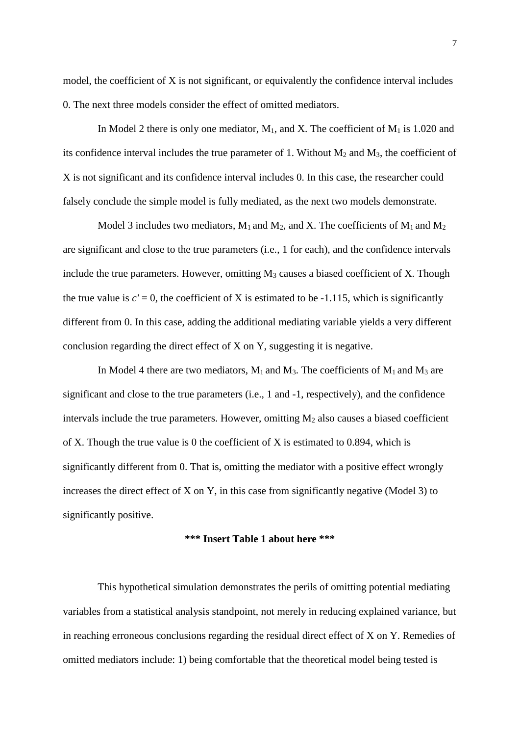model, the coefficient of X is not significant, or equivalently the confidence interval includes 0. The next three models consider the effect of omitted mediators.

In Model 2 there is only one mediator, $M_1$, and X. The coefficient of $M_1$ is 1.020 and its confidence interval includes the true parameter of 1. Without $M_2$ and $M_3$, the coefficient of X is not significant and its confidence interval includes 0. In this case, the researcher could falsely conclude the simple model is fully mediated, as the next two models demonstrate.

Model 3 includes two mediators, $M_1$ and $M_2$, and X. The coefficients of $M_1$ and $M_2$ are significant and close to the true parameters (i.e., 1 for each), and the confidence intervals include the true parameters. However, omitting $M_3$ causes a biased coefficient of X. Though the true value is $c' = 0$, the coefficient of X is estimated to be -1.115, which is significantly different from 0. In this case, adding the additional mediating variable yields a very different conclusion regarding the direct effect of X on Y, suggesting it is negative.

In Model 4 there are two mediators, $M_1$ and $M_3$. The coefficients of $M_1$ and $M_3$ are significant and close to the true parameters (i.e., 1 and -1, respectively), and the confidence intervals include the true parameters. However, omitting $M_2$ also causes a biased coefficient of X. Though the true value is 0 the coefficient of X is estimated to 0.894, which is significantly different from 0. That is, omitting the mediator with a positive effect wrongly increases the direct effect of X on Y, in this case from significantly negative (Model 3) to significantly positive.

**\*\*\* Insert Table 1 about here \*\*\***

This hypothetical simulation demonstrates the perils of omitting potential mediating variables from a statistical analysis standpoint, not merely in reducing explained variance, but in reaching erroneous conclusions regarding the residual direct effect of X on Y. Remedies of omitted mediators include: 1) being comfortable that the theoretical model being tested is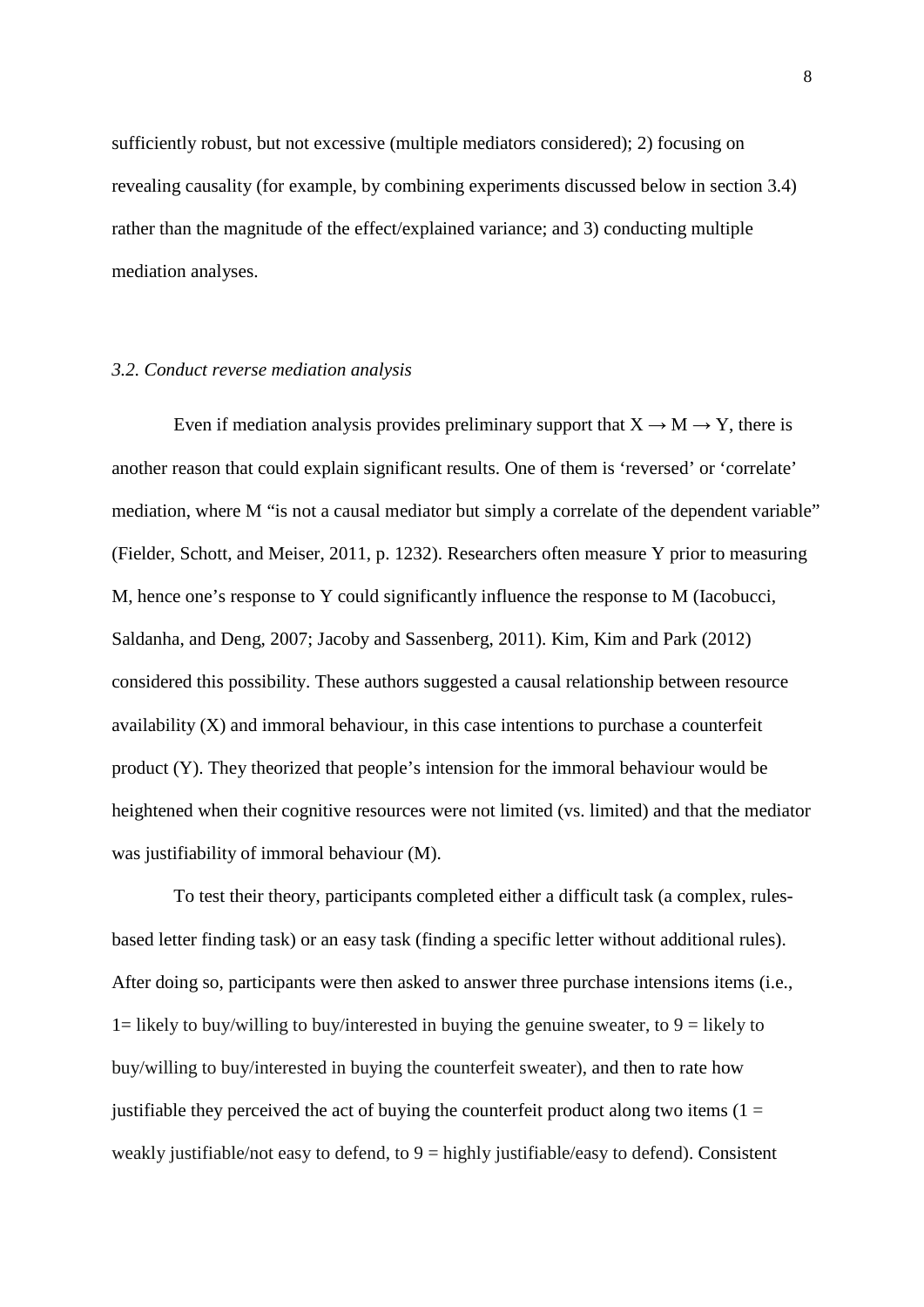sufficiently robust, but not excessive (multiple mediators considered); 2) focusing on revealing causality (for example, by combining experiments discussed below in section 3.4) rather than the magnitude of the effect/explained variance; and 3) conducting multiple mediation analyses.

### *3.2. Conduct reverse mediation analysis*

Even if mediation analysis provides preliminary support that $X \rightarrow M \rightarrow Y$, there is another reason that could explain significant results. One of them is 'reversed' or 'correlate' mediation, where M "is not a causal mediator but simply a correlate of the dependent variable" (Fielder, Schott, and Meiser, 2011, p. 1232). Researchers often measure Y prior to measuring M, hence one's response to Y could significantly influence the response to M (Iacobucci, Saldanha, and Deng, 2007; Jacoby and Sassenberg, 2011). Kim, Kim and Park (2012) considered this possibility. These authors suggested a causal relationship between resource availability (X) and immoral behaviour, in this case intentions to purchase a counterfeit product (Y). They theorized that people's intension for the immoral behaviour would be heightened when their cognitive resources were not limited (vs. limited) and that the mediator was justifiability of immoral behaviour (M).

To test their theory, participants completed either a difficult task (a complex, rules-based letter finding task) or an easy task (finding a specific letter without additional rules). After doing so, participants were then asked to answer three purchase intensions items (i.e., 1= likely to buy/willing to buy/interested in buying the genuine sweater, to 9 = likely to buy/willing to buy/interested in buying the counterfeit sweater), and then to rate how justifiable they perceived the act of buying the counterfeit product along two items (1 = weakly justifiable/not easy to defend, to 9 = highly justifiable/easy to defend). Consistent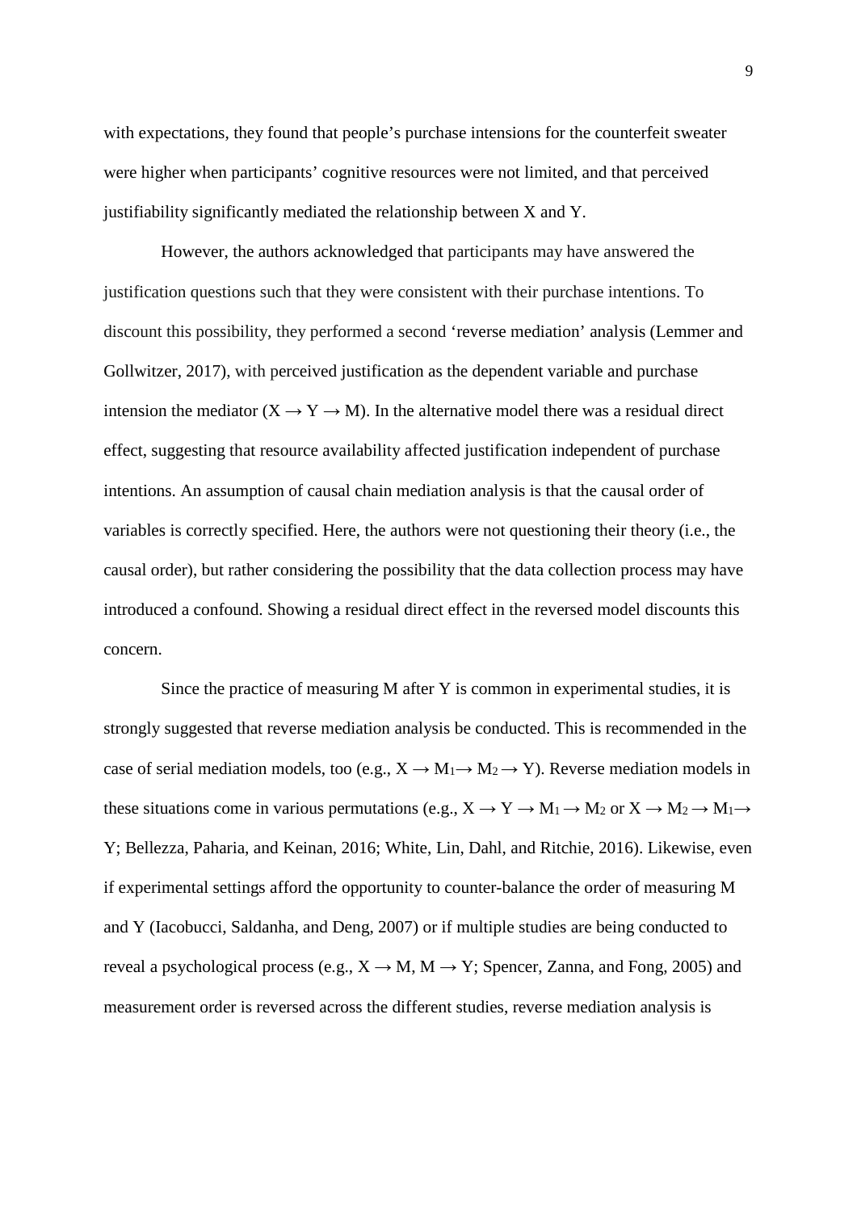with expectations, they found that people's purchase intensions for the counterfeit sweater were higher when participants' cognitive resources were not limited, and that perceived justifiability significantly mediated the relationship between X and Y.

However, the authors acknowledged that participants may have answered the justification questions such that they were consistent with their purchase intentions. To discount this possibility, they performed a second 'reverse mediation' analysis (Lemmer and Gollwitzer, 2017), with perceived justification as the dependent variable and purchase intension the mediator ($X \rightarrow Y \rightarrow M$). In the alternative model there was a residual direct effect, suggesting that resource availability affected justification independent of purchase intentions. An assumption of causal chain mediation analysis is that the causal order of variables is correctly specified. Here, the authors were not questioning their theory (i.e., the causal order), but rather considering the possibility that the data collection process may have introduced a confound. Showing a residual direct effect in the reversed model discounts this concern.

Since the practice of measuring M after Y is common in experimental studies, it is strongly suggested that reverse mediation analysis be conducted. This is recommended in the case of serial mediation models, too (e.g., $X \rightarrow M_1 \rightarrow M_2 \rightarrow Y$). Reverse mediation models in these situations come in various permutations (e.g., $X \rightarrow Y \rightarrow M_1 \rightarrow M_2$ or $X \rightarrow M_2 \rightarrow M_1 \rightarrow Y$; Bellezza, Paharia, and Keinan, 2016; White, Lin, Dahl, and Ritchie, 2016). Likewise, even if experimental settings afford the opportunity to counter-balance the order of measuring M and Y (Iacobucci, Saldanha, and Deng, 2007) or if multiple studies are being conducted to reveal a psychological process (e.g., $X \rightarrow M$, $M \rightarrow Y$; Spencer, Zanna, and Fong, 2005) and measurement order is reversed across the different studies, reverse mediation analysis is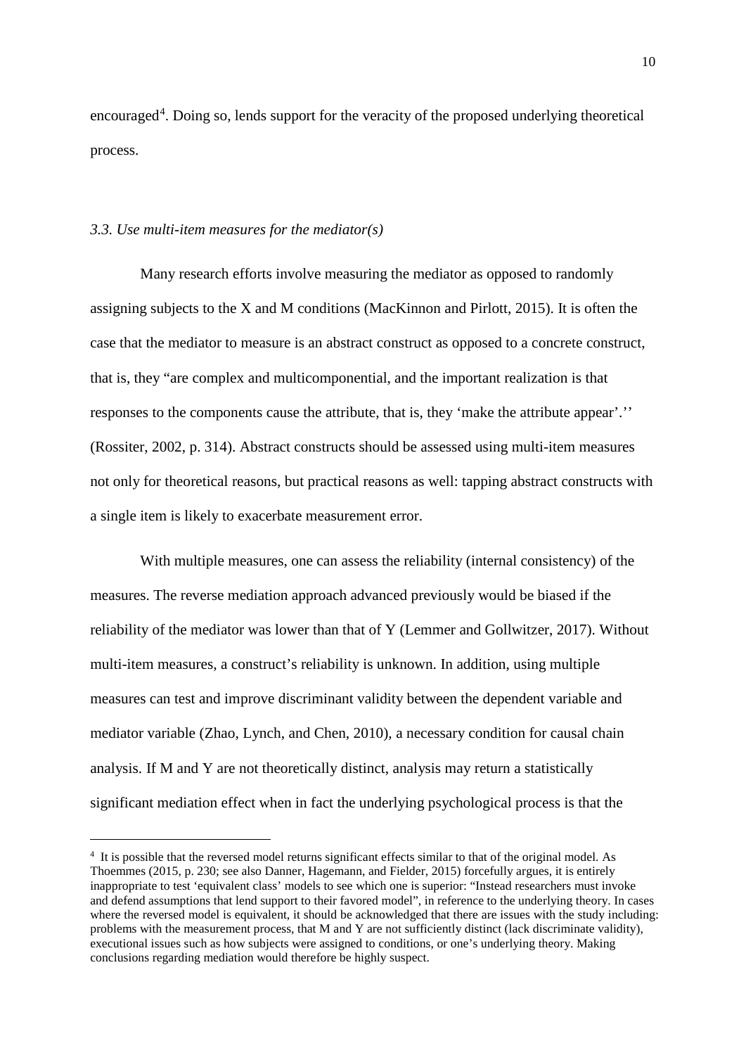encouraged[4]. Doing so, lends support for the veracity of the proposed underlying theoretical process.

### *3.3. Use multi-item measures for the mediator(s)*

Many research efforts involve measuring the mediator as opposed to randomly assigning subjects to the X and M conditions (MacKinnon and Pirlott, 2015). It is often the case that the mediator to measure is an abstract construct as opposed to a concrete construct, that is, they "are complex and multicomponential, and the important realization is that responses to the components cause the attribute, that is, they 'make the attribute appear'.'' (Rossiter, 2002, p. 314). Abstract constructs should be assessed using multi-item measures not only for theoretical reasons, but practical reasons as well: tapping abstract constructs with a single item is likely to exacerbate measurement error.

With multiple measures, one can assess the reliability (internal consistency) of the measures. The reverse mediation approach advanced previously would be biased if the reliability of the mediator was lower than that of Y (Lemmer and Gollwitzer, 2017). Without multi-item measures, a construct's reliability is unknown. In addition, using multiple measures can test and improve discriminant validity between the dependent variable and mediator variable (Zhao, Lynch, and Chen, 2010), a necessary condition for causal chain analysis. If M and Y are not theoretically distinct, analysis may return a statistically significant mediation effect when in fact the underlying psychological process is that the

---

[4] It is possible that the reversed model returns significant effects similar to that of the original model. As Thoemmes (2015, p. 230; see also Danner, Hagemann, and Fielder, 2015) forcefully argues, it is entirely inappropriate to test 'equivalent class' models to see which one is superior: "Instead researchers must invoke and defend assumptions that lend support to their favored model", in reference to the underlying theory. In cases where the reversed model is equivalent, it should be acknowledged that there are issues with the study including: problems with the measurement process, that M and Y are not sufficiently distinct (lack discriminate validity), executional issues such as how subjects were assigned to conditions, or one's underlying theory. Making conclusions regarding mediation would therefore be highly suspect.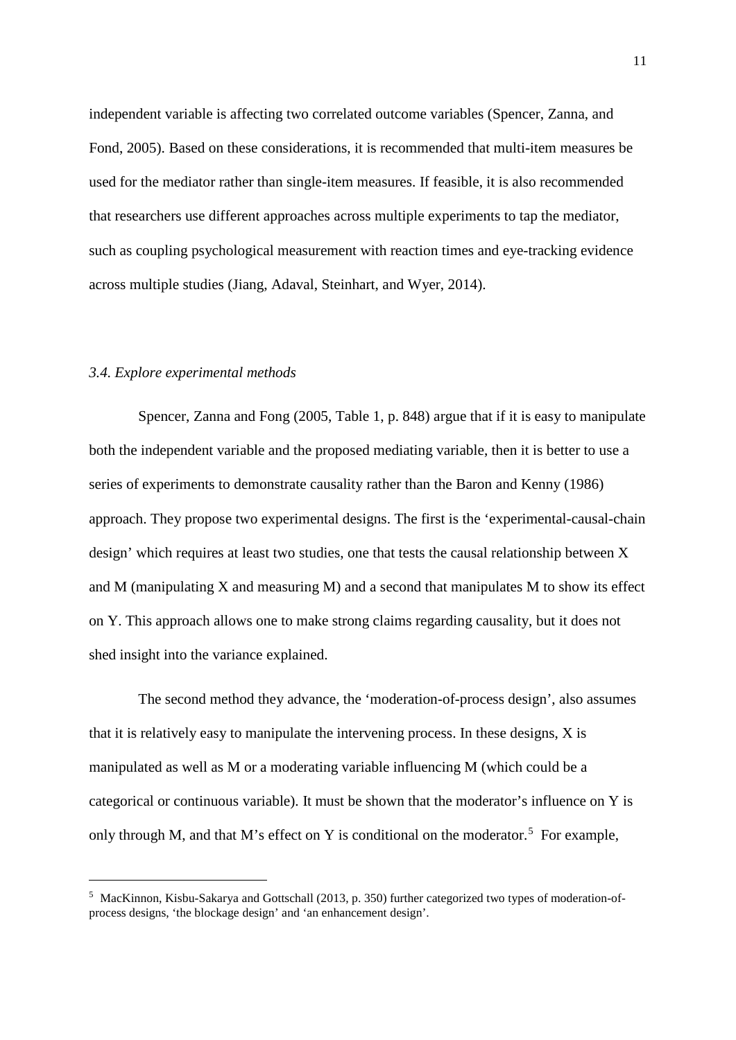independent variable is affecting two correlated outcome variables (Spencer, Zanna, and Fond, 2005). Based on these considerations, it is recommended that multi-item measures be used for the mediator rather than single-item measures. If feasible, it is also recommended that researchers use different approaches across multiple experiments to tap the mediator, such as coupling psychological measurement with reaction times and eye-tracking evidence across multiple studies (Jiang, Adaval, Steinhart, and Wyer, 2014).

### *3.4. Explore experimental methods*

Spencer, Zanna and Fong (2005, Table 1, p. 848) argue that if it is easy to manipulate both the independent variable and the proposed mediating variable, then it is better to use a series of experiments to demonstrate causality rather than the Baron and Kenny (1986) approach. They propose two experimental designs. The first is the 'experimental-causal-chain design' which requires at least two studies, one that tests the causal relationship between X and M (manipulating X and measuring M) and a second that manipulates M to show its effect on Y. This approach allows one to make strong claims regarding causality, but it does not shed insight into the variance explained.

The second method they advance, the 'moderation-of-process design', also assumes that it is relatively easy to manipulate the intervening process. In these designs, X is manipulated as well as M or a moderating variable influencing M (which could be a categorical or continuous variable). It must be shown that the moderator's influence on Y is only through M, and that M's effect on Y is conditional on the moderator.[5] For example,

[5] MacKinnon, Kisbu-Sakarya and Gottschall (2013, p. 350) further categorized two types of moderation-of-process designs, 'the blockage design' and 'an enhancement design'.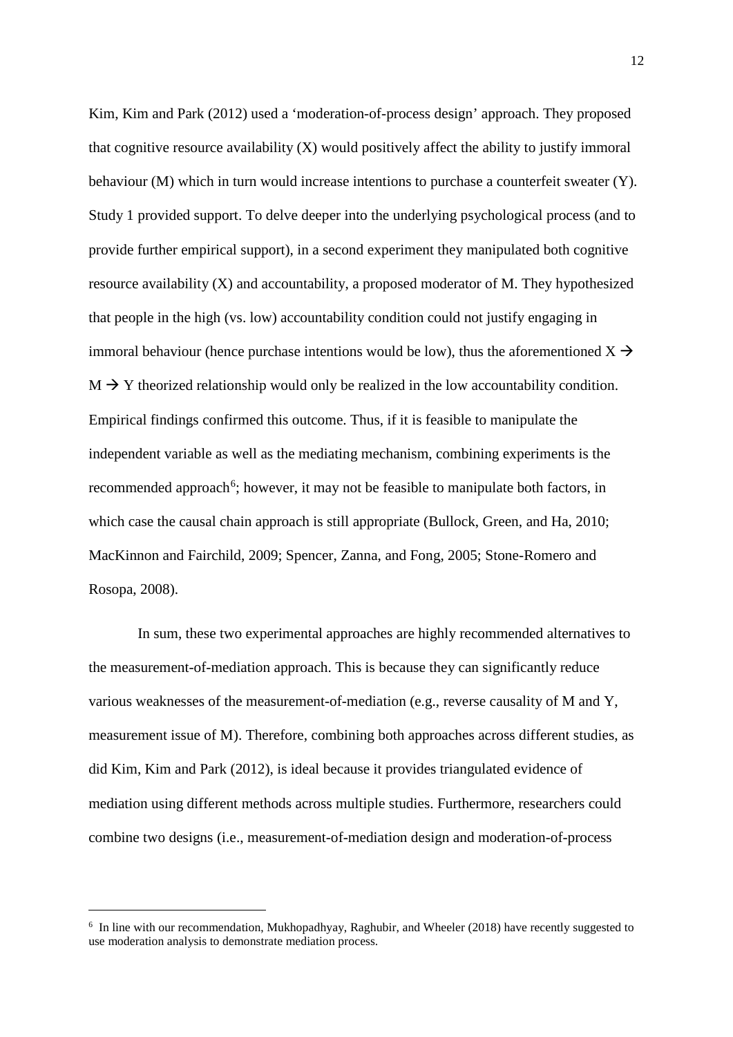Kim, Kim and Park (2012) used a 'moderation-of-process design' approach. They proposed that cognitive resource availability (X) would positively affect the ability to justify immoral behaviour (M) which in turn would increase intentions to purchase a counterfeit sweater (Y). Study 1 provided support. To delve deeper into the underlying psychological process (and to provide further empirical support), in a second experiment they manipulated both cognitive resource availability (X) and accountability, a proposed moderator of M. They hypothesized that people in the high (vs. low) accountability condition could not justify engaging in immoral behaviour (hence purchase intentions would be low), thus the aforementioned X $\rightarrow$ M $\rightarrow$ Y theorized relationship would only be realized in the low accountability condition. Empirical findings confirmed this outcome. Thus, if it is feasible to manipulate the independent variable as well as the mediating mechanism, combining experiments is the recommended approach[6]; however, it may not be feasible to manipulate both factors, in which case the causal chain approach is still appropriate (Bullock, Green, and Ha, 2010; MacKinnon and Fairchild, 2009; Spencer, Zanna, and Fong, 2005; Stone-Romero and Rosopa, 2008).

In sum, these two experimental approaches are highly recommended alternatives to the measurement-of-mediation approach. This is because they can significantly reduce various weaknesses of the measurement-of-mediation (e.g., reverse causality of M and Y, measurement issue of M). Therefore, combining both approaches across different studies, as did Kim, Kim and Park (2012), is ideal because it provides triangulated evidence of mediation using different methods across multiple studies. Furthermore, researchers could combine two designs (i.e., measurement-of-mediation design and moderation-of-process

---

[6] In line with our recommendation, Mukhopadhyay, Raghubir, and Wheeler (2018) have recently suggested to use moderation analysis to demonstrate mediation process.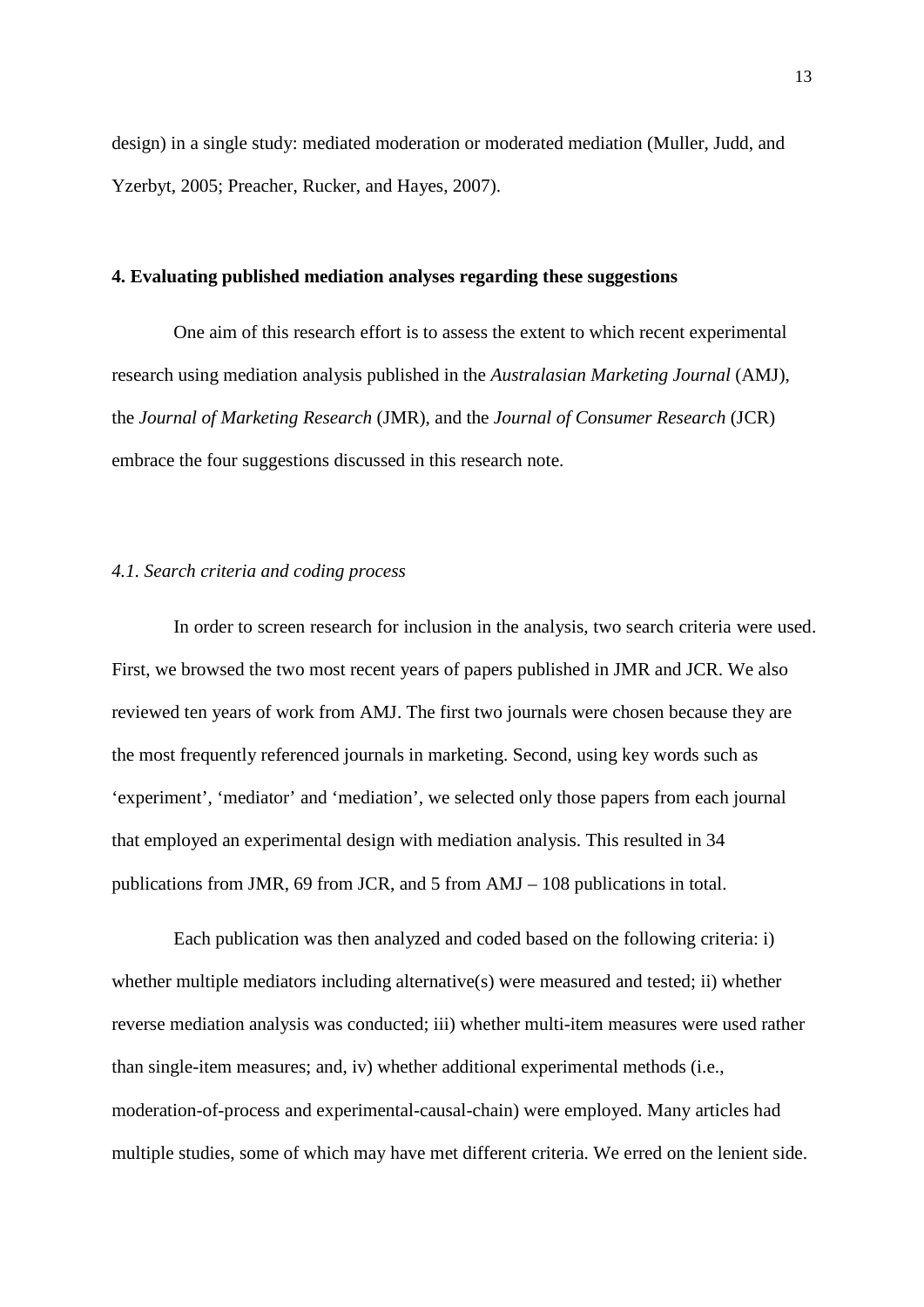design) in a single study: mediated moderation or moderated mediation (Muller, Judd, and Yzerbyt, 2005; Preacher, Rucker, and Hayes, 2007).

## 4. Evaluating published mediation analyses regarding these suggestions

One aim of this research effort is to assess the extent to which recent experimental research using mediation analysis published in the *Australasian Marketing Journal* (AMJ), the *Journal of Marketing Research* (JMR), and the *Journal of Consumer Research* (JCR) embrace the four suggestions discussed in this research note.

### *4.1. Search criteria and coding process*

In order to screen research for inclusion in the analysis, two search criteria were used. First, we browsed the two most recent years of papers published in JMR and JCR. We also reviewed ten years of work from AMJ. The first two journals were chosen because they are the most frequently referenced journals in marketing. Second, using key words such as 'experiment', 'mediator' and 'mediation', we selected only those papers from each journal that employed an experimental design with mediation analysis. This resulted in 34 publications from JMR, 69 from JCR, and 5 from AMJ – 108 publications in total.

Each publication was then analyzed and coded based on the following criteria: i) whether multiple mediators including alternative(s) were measured and tested; ii) whether reverse mediation analysis was conducted; iii) whether multi-item measures were used rather than single-item measures; and, iv) whether additional experimental methods (i.e., moderation-of-process and experimental-causal-chain) were employed. Many articles had multiple studies, some of which may have met different criteria. We erred on the lenient side.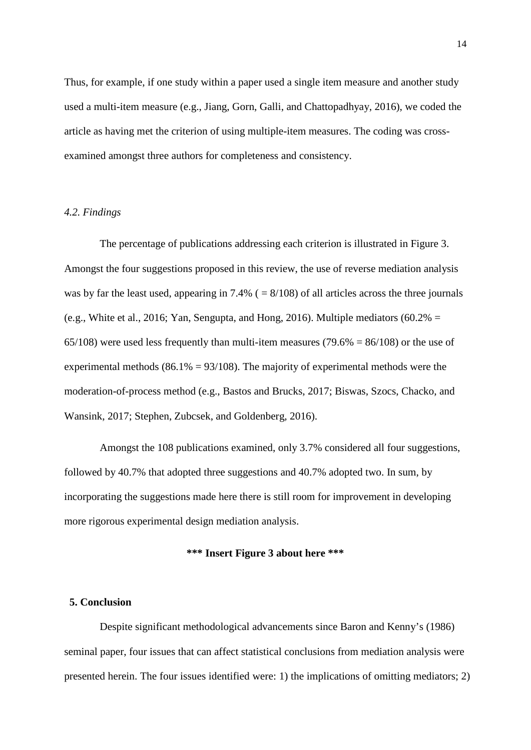Thus, for example, if one study within a paper used a single item measure and another study used a multi-item measure (e.g., Jiang, Gorn, Galli, and Chattopadhyay, 2016), we coded the article as having met the criterion of using multiple-item measures. The coding was cross-examined amongst three authors for completeness and consistency.

### *4.2. Findings*

The percentage of publications addressing each criterion is illustrated in Figure 3. Amongst the four suggestions proposed in this review, the use of reverse mediation analysis was by far the least used, appearing in 7.4% ( = 8/108) of all articles across the three journals (e.g., White et al., 2016; Yan, Sengupta, and Hong, 2016). Multiple mediators (60.2% = 65/108) were used less frequently than multi-item measures (79.6% = 86/108) or the use of experimental methods (86.1% = 93/108). The majority of experimental methods were the moderation-of-process method (e.g., Bastos and Brucks, 2017; Biswas, Szocs, Chacko, and Wansink, 2017; Stephen, Zubcsek, and Goldenberg, 2016).

Amongst the 108 publications examined, only 3.7% considered all four suggestions, followed by 40.7% that adopted three suggestions and 40.7% adopted two. In sum, by incorporating the suggestions made here there is still room for improvement in developing more rigorous experimental design mediation analysis.

**\*\*\* Insert Figure 3 about here \*\*\***

## 5. Conclusion

Despite significant methodological advancements since Baron and Kenny's (1986) seminal paper, four issues that can affect statistical conclusions from mediation analysis were presented herein. The four issues identified were: 1) the implications of omitting mediators; 2)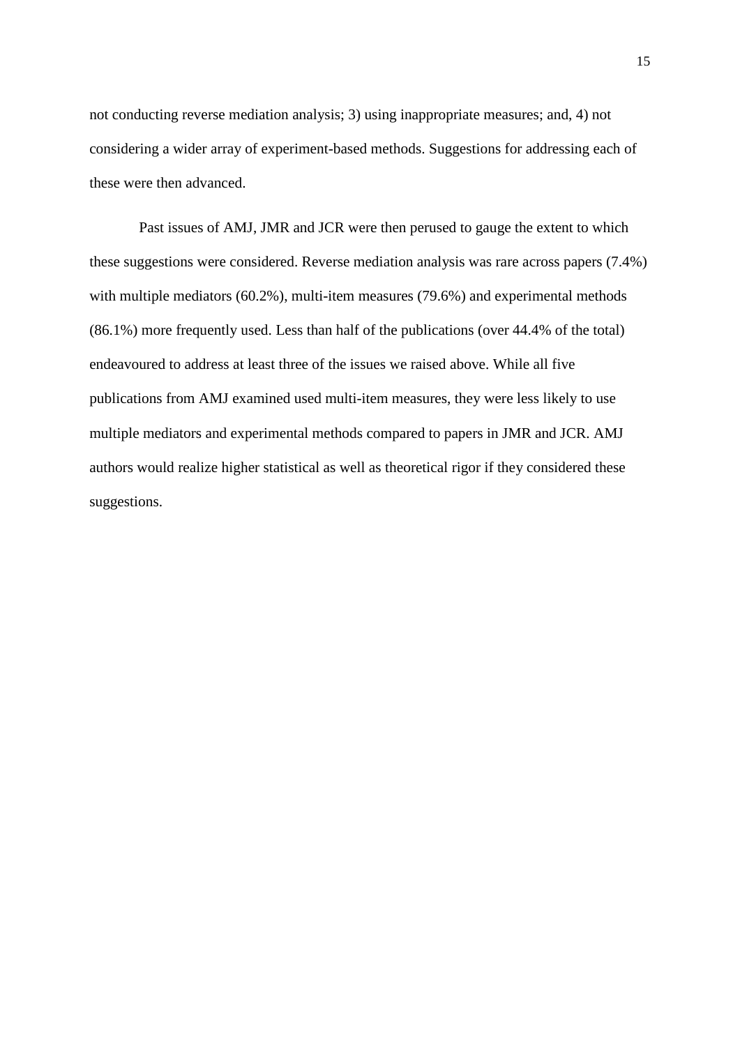not conducting reverse mediation analysis; 3) using inappropriate measures; and, 4) not considering a wider array of experiment-based methods. Suggestions for addressing each of these were then advanced.

Past issues of AMJ, JMR and JCR were then perused to gauge the extent to which these suggestions were considered. Reverse mediation analysis was rare across papers (7.4%) with multiple mediators (60.2%), multi-item measures (79.6%) and experimental methods (86.1%) more frequently used. Less than half of the publications (over 44.4% of the total) endeavoured to address at least three of the issues we raised above. While all five publications from AMJ examined used multi-item measures, they were less likely to use multiple mediators and experimental methods compared to papers in JMR and JCR. AMJ authors would realize higher statistical as well as theoretical rigor if they considered these suggestions.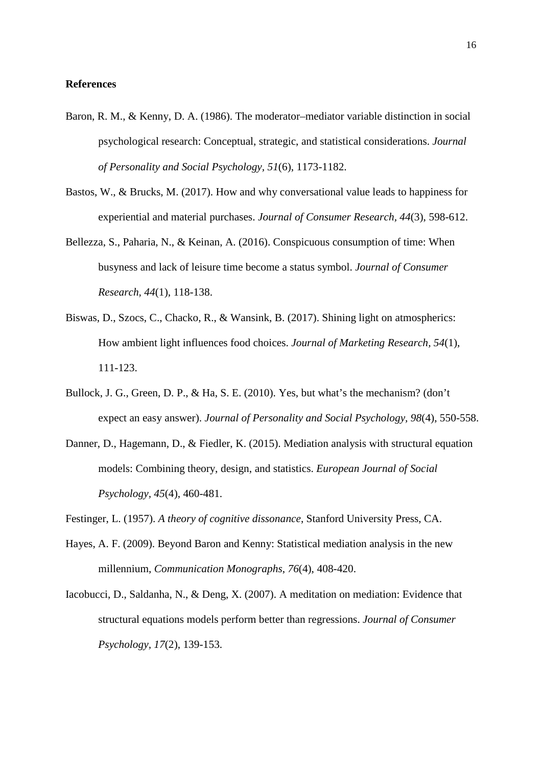**References**

Baron, R. M., & Kenny, D. A. (1986). The moderator–mediator variable distinction in social psychological research: Conceptual, strategic, and statistical considerations. *Journal of Personality and Social Psychology*, *51*(6), 1173-1182.

Bastos, W., & Brucks, M. (2017). How and why conversational value leads to happiness for experiential and material purchases. *Journal of Consumer Research*, *44*(3), 598-612.

Bellezza, S., Paharia, N., & Keinan, A. (2016). Conspicuous consumption of time: When busyness and lack of leisure time become a status symbol. *Journal of Consumer Research*, *44*(1), 118-138.

Biswas, D., Szocs, C., Chacko, R., & Wansink, B. (2017). Shining light on atmospherics: How ambient light influences food choices. *Journal of Marketing Research*, *54*(1), 111-123.

Bullock, J. G., Green, D. P., & Ha, S. E. (2010). Yes, but what's the mechanism? (don't expect an easy answer). *Journal of Personality and Social Psychology*, *98*(4), 550-558.

Danner, D., Hagemann, D., & Fiedler, K. (2015). Mediation analysis with structural equation models: Combining theory, design, and statistics. *European Journal of Social Psychology*, *45*(4), 460-481.

Festinger, L. (1957). *A theory of cognitive dissonance*, Stanford University Press, CA.

Hayes, A. F. (2009). Beyond Baron and Kenny: Statistical mediation analysis in the new millennium, *Communication Monographs*, *76*(4), 408-420.

Iacobucci, D., Saldanha, N., & Deng, X. (2007). A meditation on mediation: Evidence that structural equations models perform better than regressions. *Journal of Consumer Psychology*, *17*(2), 139-153.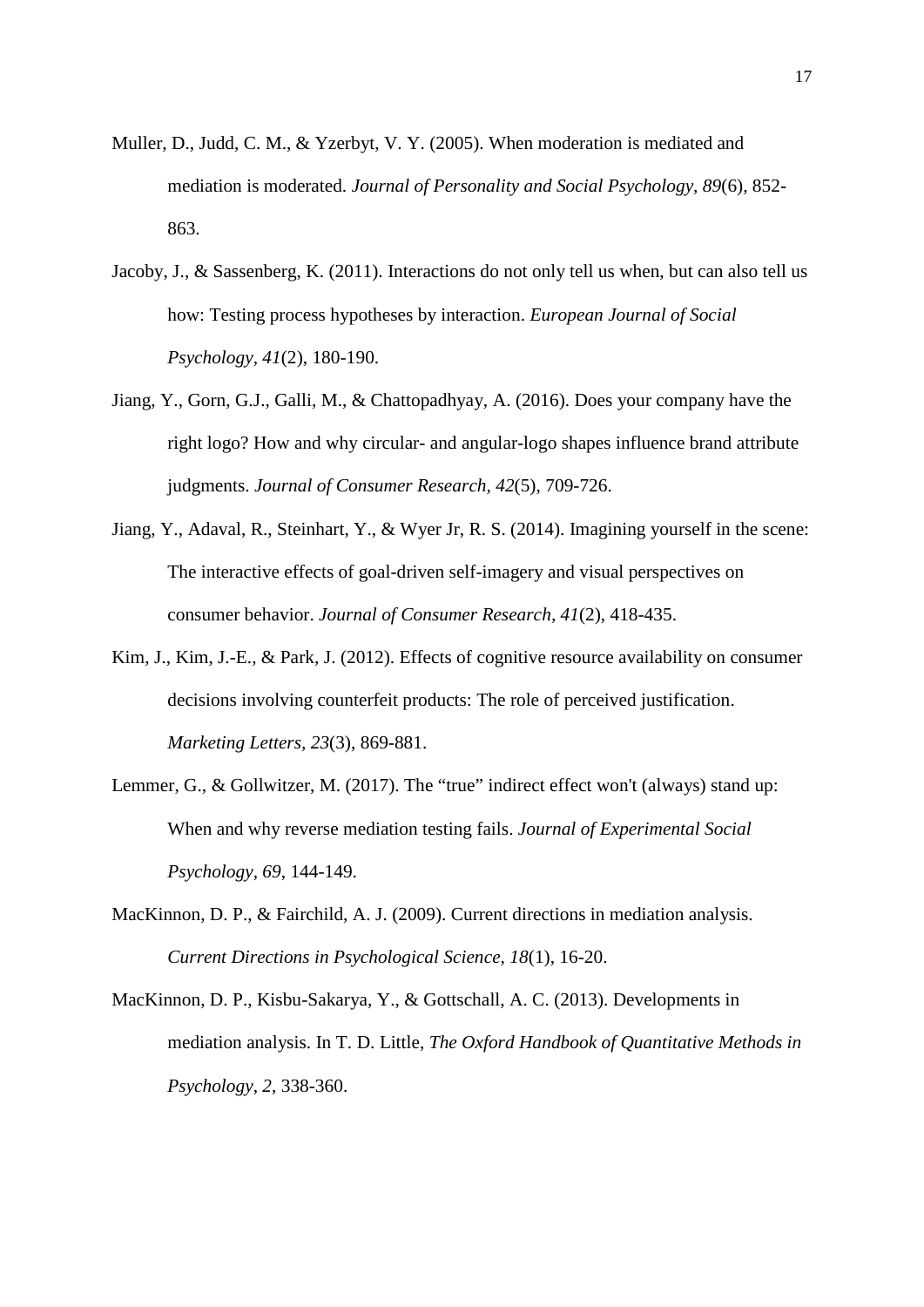Muller, D., Judd, C. M., & Yzerbyt, V. Y. (2005). When moderation is mediated and mediation is moderated. *Journal of Personality and Social Psychology, 89*(6), 852-863.

Jacoby, J., & Sassenberg, K. (2011). Interactions do not only tell us when, but can also tell us how: Testing process hypotheses by interaction. *European Journal of Social Psychology, 41*(2), 180-190.

Jiang, Y., Gorn, G.J., Galli, M., & Chattopadhyay, A. (2016). Does your company have the right logo? How and why circular- and angular-logo shapes influence brand attribute judgments. *Journal of Consumer Research, 42*(5), 709-726.

Jiang, Y., Adaval, R., Steinhart, Y., & Wyer Jr, R. S. (2014). Imagining yourself in the scene: The interactive effects of goal-driven self-imagery and visual perspectives on consumer behavior. *Journal of Consumer Research, 41*(2), 418-435.

Kim, J., Kim, J.-E., & Park, J. (2012). Effects of cognitive resource availability on consumer decisions involving counterfeit products: The role of perceived justification. *Marketing Letters, 23*(3), 869-881.

Lemmer, G., & Gollwitzer, M. (2017). The "true" indirect effect won't (always) stand up: When and why reverse mediation testing fails. *Journal of Experimental Social Psychology, 69*, 144-149.

MacKinnon, D. P., & Fairchild, A. J. (2009). Current directions in mediation analysis. *Current Directions in Psychological Science, 18*(1), 16-20.

MacKinnon, D. P., Kisbu-Sakarya, Y., & Gottschall, A. C. (2013). Developments in mediation analysis. In T. D. Little, *The Oxford Handbook of Quantitative Methods in Psychology, 2*, 338-360.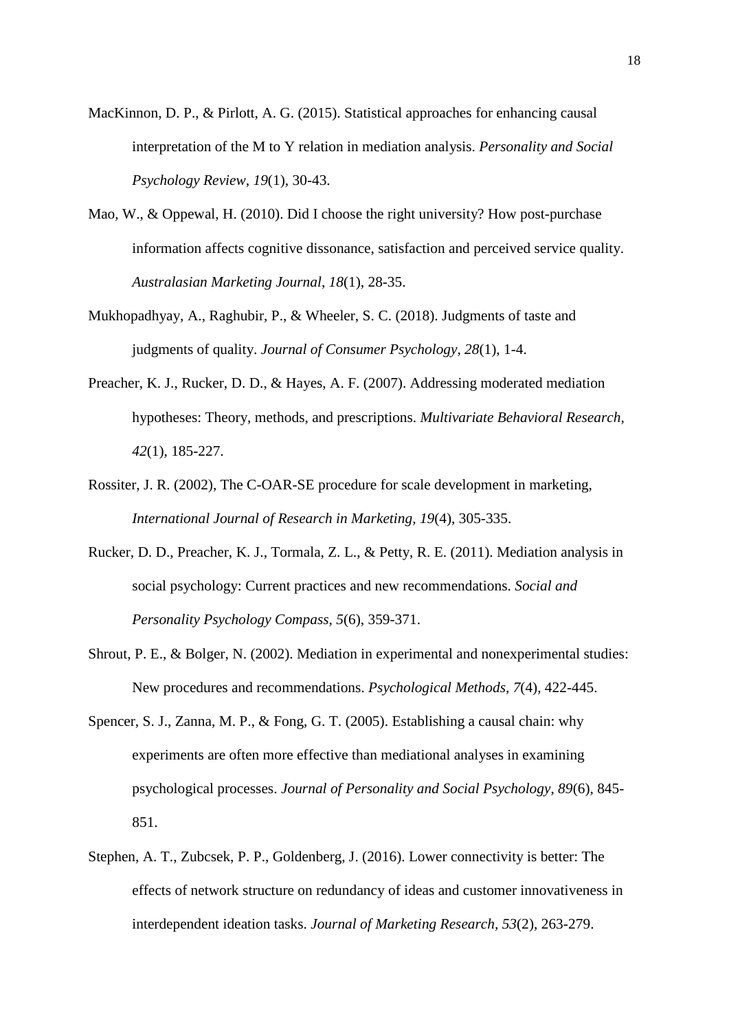MacKinnon, D. P., & Pirlott, A. G. (2015). Statistical approaches for enhancing causal interpretation of the M to Y relation in mediation analysis. *Personality and Social Psychology Review*, *19*(1), 30-43.

Mao, W., & Oppewal, H. (2010). Did I choose the right university? How post-purchase information affects cognitive dissonance, satisfaction and perceived service quality. *Australasian Marketing Journal*, *18*(1), 28-35.

Mukhopadhyay, A., Raghubir, P., & Wheeler, S. C. (2018). Judgments of taste and judgments of quality. *Journal of Consumer Psychology*, *28*(1), 1-4.

Preacher, K. J., Rucker, D. D., & Hayes, A. F. (2007). Addressing moderated mediation hypotheses: Theory, methods, and prescriptions. *Multivariate Behavioral Research*, *42*(1), 185-227.

Rossiter, J. R. (2002), The C-OAR-SE procedure for scale development in marketing, *International Journal of Research in Marketing*, *19*(4), 305-335.

Rucker, D. D., Preacher, K. J., Tormala, Z. L., & Petty, R. E. (2011). Mediation analysis in social psychology: Current practices and new recommendations. *Social and Personality Psychology Compass*, *5*(6), 359-371.

Shrout, P. E., & Bolger, N. (2002). Mediation in experimental and nonexperimental studies: New procedures and recommendations. *Psychological Methods*, *7*(4), 422-445.

Spencer, S. J., Zanna, M. P., & Fong, G. T. (2005). Establishing a causal chain: why experiments are often more effective than mediational analyses in examining psychological processes. *Journal of Personality and Social Psychology*, *89*(6), 845-851.

Stephen, A. T., Zubcsek, P. P., Goldenberg, J. (2016). Lower connectivity is better: The effects of network structure on redundancy of ideas and customer innovativeness in interdependent ideation tasks. *Journal of Marketing Research*, *53*(2), 263-279.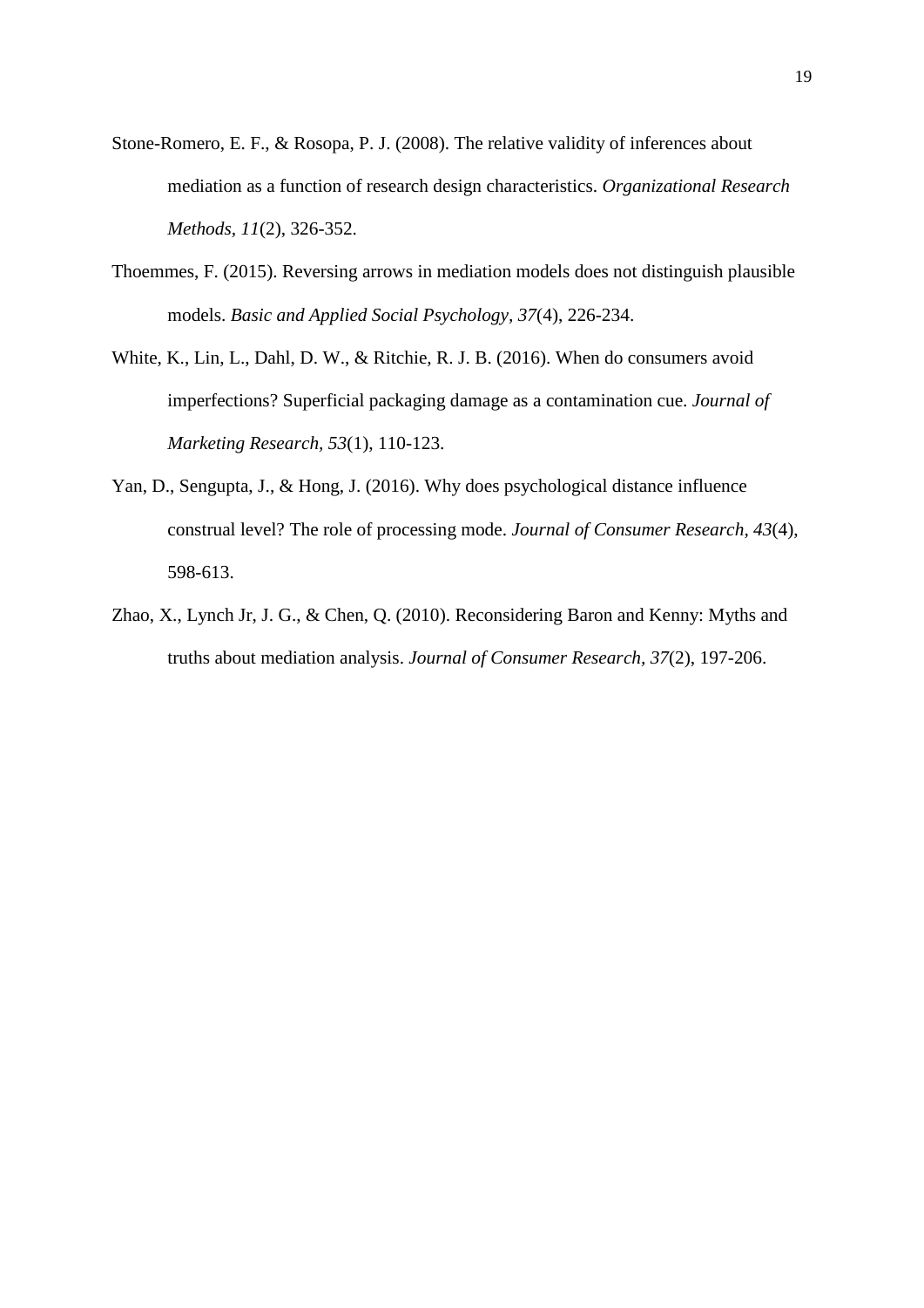Stone-Romero, E. F., & Rosopa, P. J. (2008). The relative validity of inferences about mediation as a function of research design characteristics. *Organizational Research Methods*, *11*(2), 326-352.

Thoemmes, F. (2015). Reversing arrows in mediation models does not distinguish plausible models. *Basic and Applied Social Psychology*, *37*(4), 226-234.

White, K., Lin, L., Dahl, D. W., & Ritchie, R. J. B. (2016). When do consumers avoid imperfections? Superficial packaging damage as a contamination cue. *Journal of Marketing Research*, *53*(1), 110-123.

Yan, D., Sengupta, J., & Hong, J. (2016). Why does psychological distance influence construal level? The role of processing mode. *Journal of Consumer Research*, *43*(4), 598-613.

Zhao, X., Lynch Jr, J. G., & Chen, Q. (2010). Reconsidering Baron and Kenny: Myths and truths about mediation analysis. *Journal of Consumer Research, 37*(2), 197-206.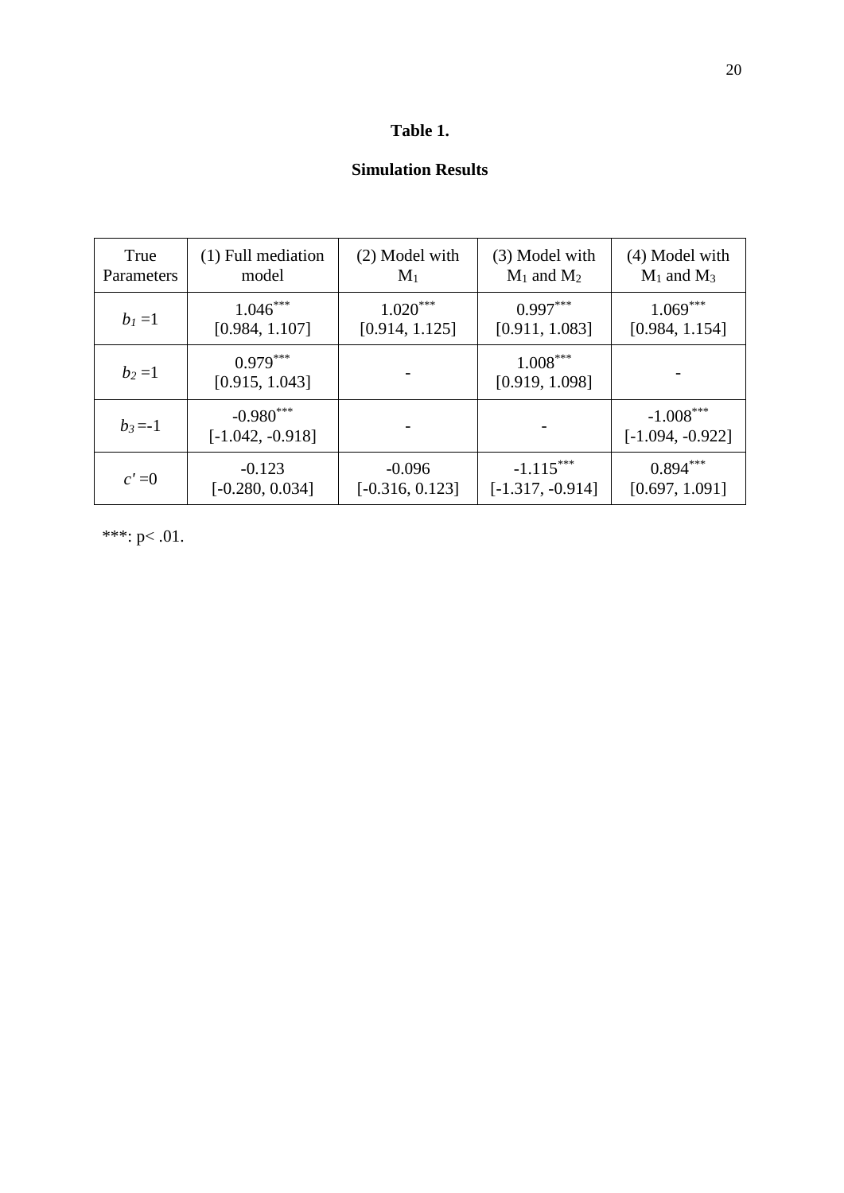**Table 1.**

**Simulation Results**

| True Parameters | (1) Full mediation model | (2) Model with $M_1$ | (3) Model with $M_1$ and $M_2$ | (4) Model with $M_1$ and $M_3$ |
|---|---|---|---|---|
| $b_1 = 1$ | $1.046^{***}$ [0.984, 1.107] | $1.020^{***}$ [0.914, 1.125] | $0.997^{***}$ [0.911, 1.083] | $1.069^{***}$ [0.984, 1.154] |
| $b_2 = 1$ | $0.979^{***}$ [0.915, 1.043] | - | $1.008^{***}$ [0.919, 1.098] | - |
| $b_3 = -1$ | $-0.980^{***}$ [-1.042, -0.918] | - | - | $-1.008^{***}$ [-1.094, -0.922] |
| $c' = 0$ | -0.123 [-0.280, 0.034] | -0.096 [-0.316, 0.123] | $-1.115^{***}$ [-1.317, -0.914] | $0.894^{***}$ [0.697, 1.091] |

***: $p < .01$.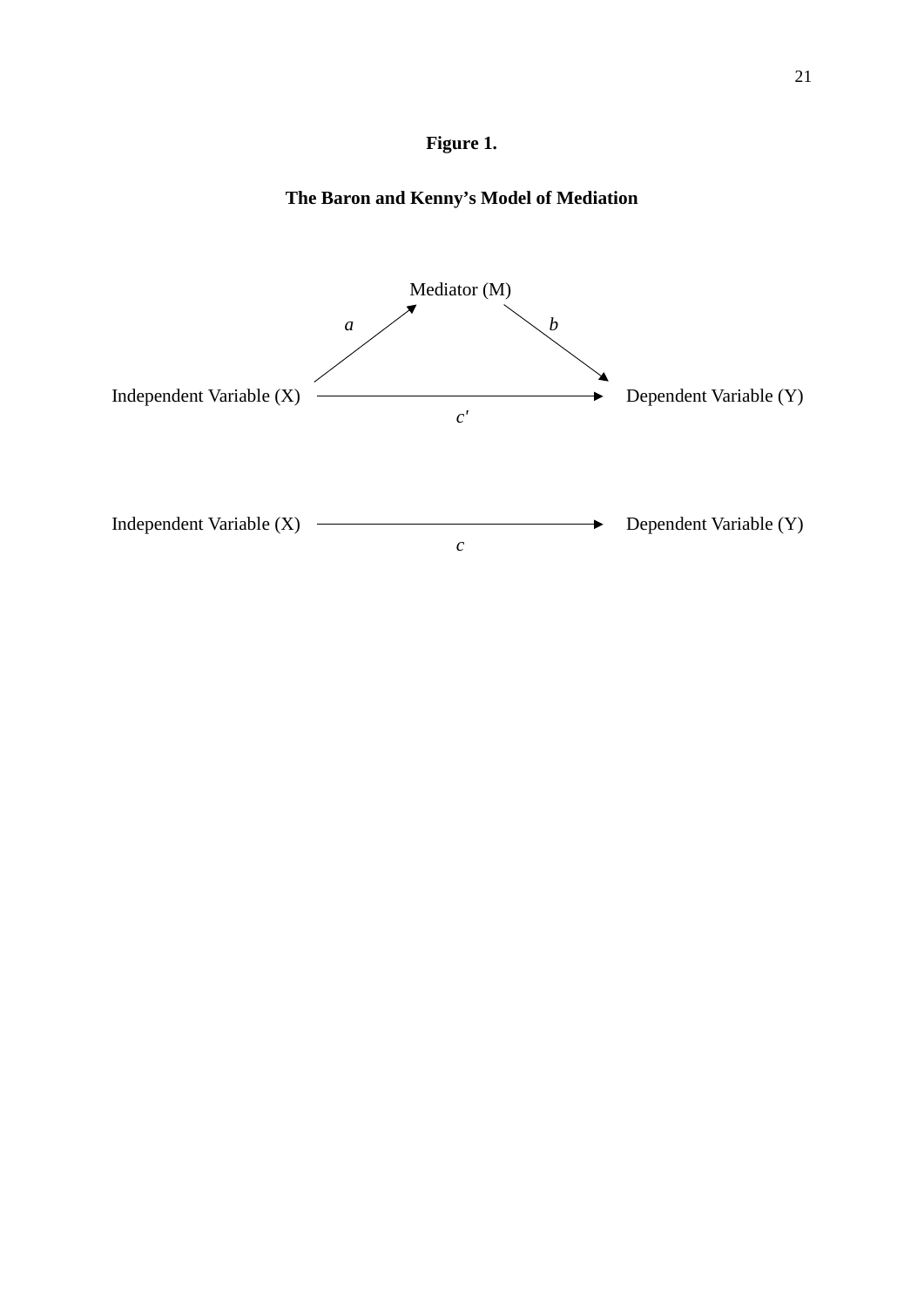**Figure 1.**

**The Baron and Kenny's Model of Mediation**

Mediator (M)

*a* *b*

Independent Variable (X) → Dependent Variable (Y)

*c′*

Independent Variable (X) → Dependent Variable (Y)

*c*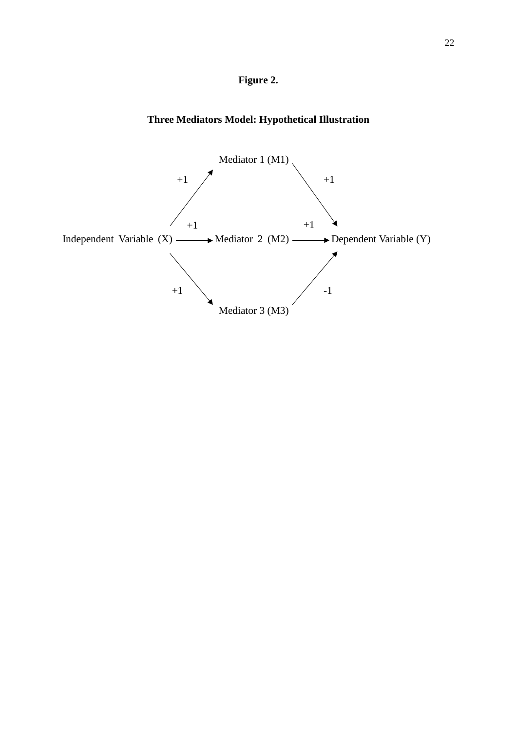**Figure 2.**

**Three Mediators Model: Hypothetical Illustration**

Mediator 1 (M1)

+1 &nbsp;&nbsp;&nbsp;&nbsp;&nbsp; +1

+1 &nbsp;&nbsp;&nbsp;&nbsp;&nbsp; +1

Independent Variable (X) → Mediator 2 (M2) → Dependent Variable (Y)

+1 &nbsp;&nbsp;&nbsp;&nbsp;&nbsp; -1

Mediator 3 (M3)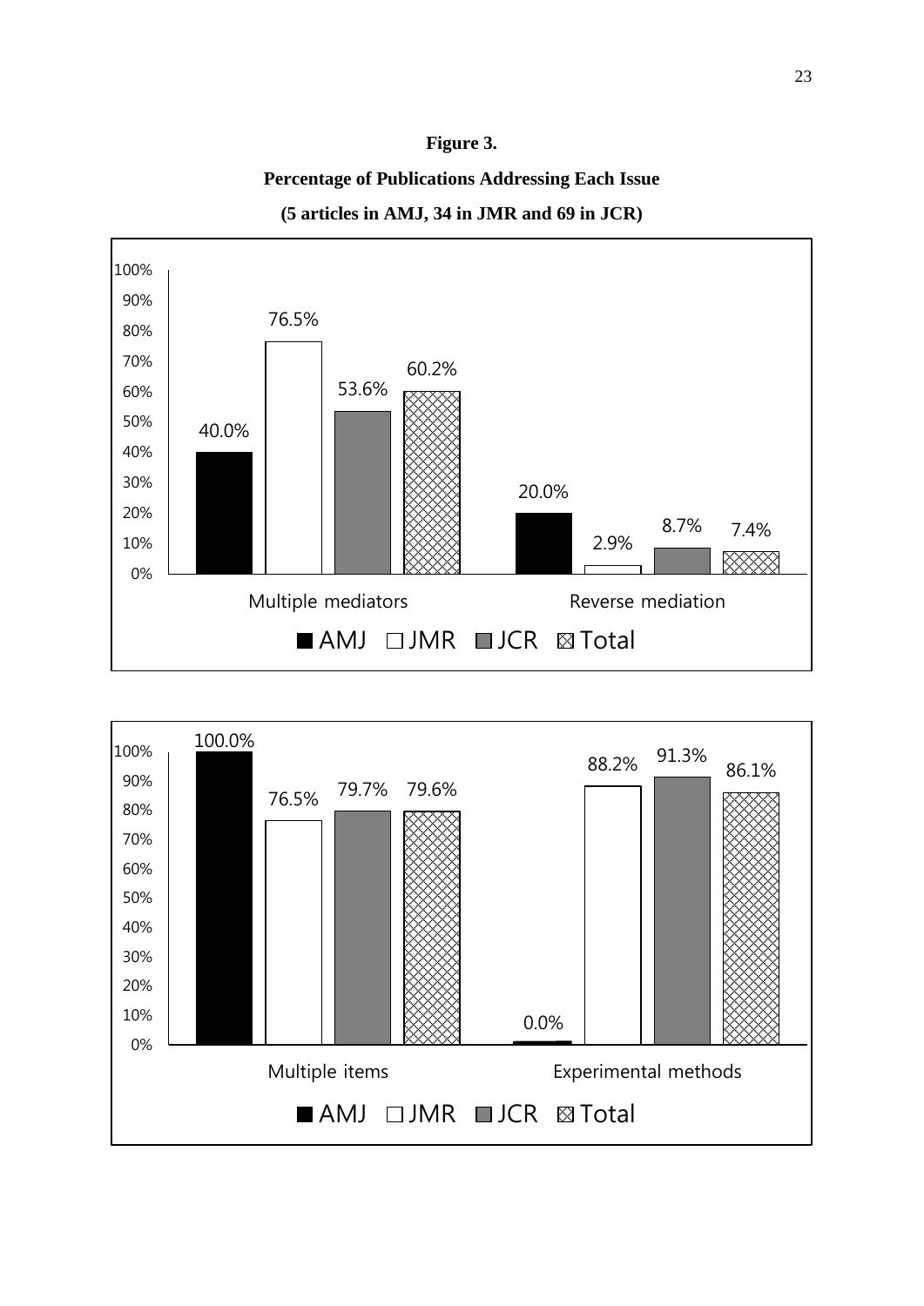**Figure 3.**

**Percentage of Publications Addressing Each Issue**

**(5 articles in AMJ, 34 in JMR and 69 in JCR)**

100%
90%
80%
70%
60%
50%
40%
30%
20%
10%
0%

40.0%
76.5%
53.6%
60.2%
20.0%
2.9%
8.7%
7.4%

Multiple mediators
Reverse mediation

AMJ JMR JCR Total

100%
90%
80%
70%
60%
50%
40%
30%
20%
10%
0%

100.0%
76.5%
79.7%
79.6%
0.0%
88.2%
91.3%
86.1%

Multiple items
Experimental methods

AMJ JMR JCR Total